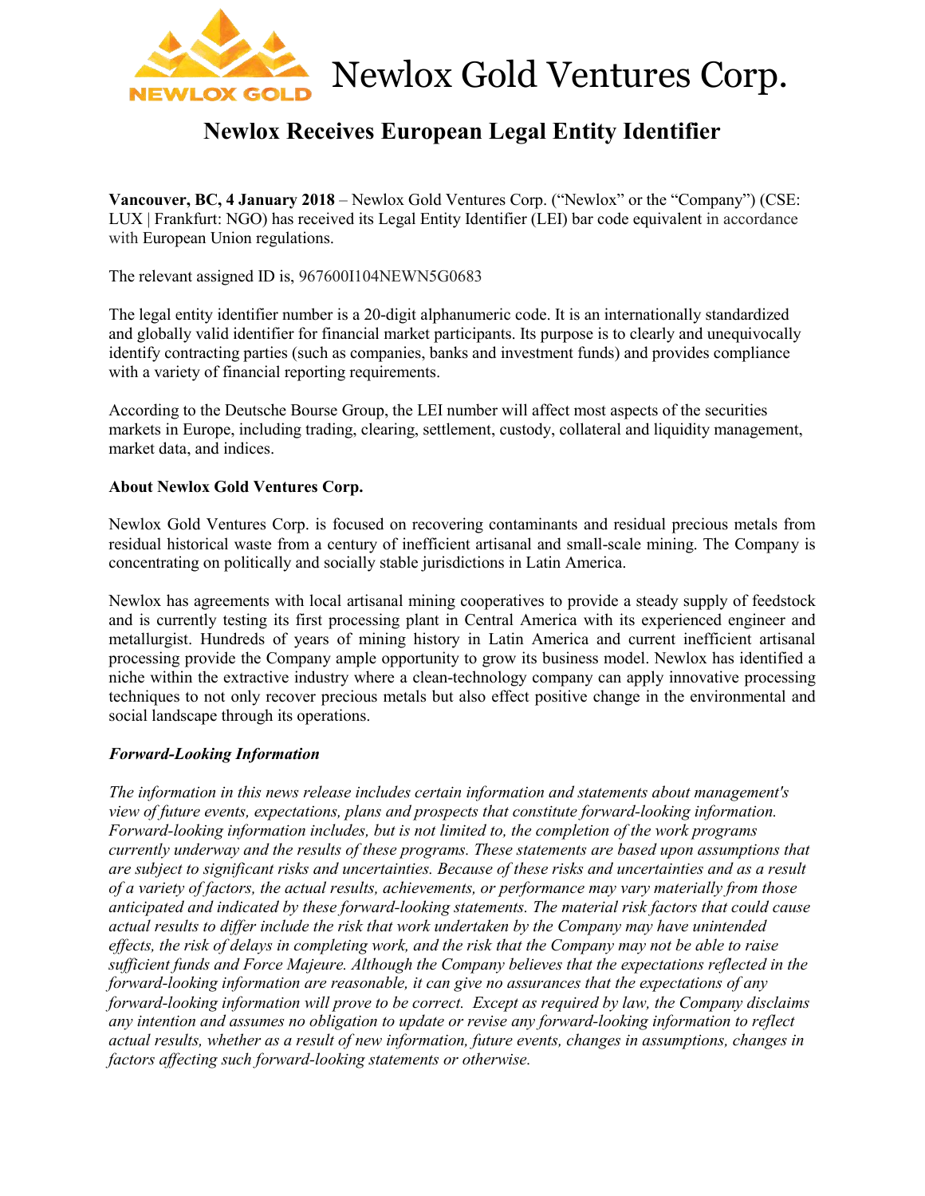# Newlox Gold Ventures Corp.

## Newlox Receives European Legal Entity Identifier

**Vancouver, BC, 4 January 2018** – Newlox Gold Ventures Corp. ("Newlox" or the "Company") (CSE: LUX | Frankfurt: NGO) has received its Legal Entity Identifier (LEI) bar code equivalent in accordance with European Union regulations.

The relevant assigned ID is, 967600I104NEWN5G0683

The legal entity identifier number is a 20-digit alphanumeric code. It is an internationally standardized and globally valid identifier for financial market participants. Its purpose is to clearly and unequivocally identify contracting parties (such as companies, banks and investment funds) and provides compliance with a variety of financial reporting requirements.

According to the Deutsche Bourse Group, the LEI number will affect most aspects of the securities markets in Europe, including trading, clearing, settlement, custody, collateral and liquidity management, market data, and indices.

**About Newlox Gold Ventures Corp.**

Newlox Gold Ventures Corp. is focused on recovering contaminants and residual precious metals from residual historical waste from a century of inefficient artisanal and small-scale mining. The Company is concentrating on politically and socially stable jurisdictions in Latin America.

Newlox has agreements with local artisanal mining cooperatives to provide a steady supply of feedstock and is currently testing its first processing plant in Central America with its experienced engineer and metallurgist. Hundreds of years of mining history in Latin America and current inefficient artisanal processing provide the Company ample opportunity to grow its business model. Newlox has identified a niche within the extractive industry where a clean-technology company can apply innovative processing techniques to not only recover precious metals but also effect positive change in the environmental and social landscape through its operations.

***Forward-Looking Information***

*The information in this news release includes certain information and statements about management's view of future events, expectations, plans and prospects that constitute forward-looking information. Forward-looking information includes, but is not limited to, the completion of the work programs currently underway and the results of these programs. These statements are based upon assumptions that are subject to significant risks and uncertainties. Because of these risks and uncertainties and as a result of a variety of factors, the actual results, achievements, or performance may vary materially from those anticipated and indicated by these forward-looking statements. The material risk factors that could cause actual results to differ include the risk that work undertaken by the Company may have unintended effects, the risk of delays in completing work, and the risk that the Company may not be able to raise sufficient funds and Force Majeure. Although the Company believes that the expectations reflected in the forward-looking information are reasonable, it can give no assurances that the expectations of any forward-looking information will prove to be correct. Except as required by law, the Company disclaims any intention and assumes no obligation to update or revise any forward-looking information to reflect actual results, whether as a result of new information, future events, changes in assumptions, changes in factors affecting such forward-looking statements or otherwise.*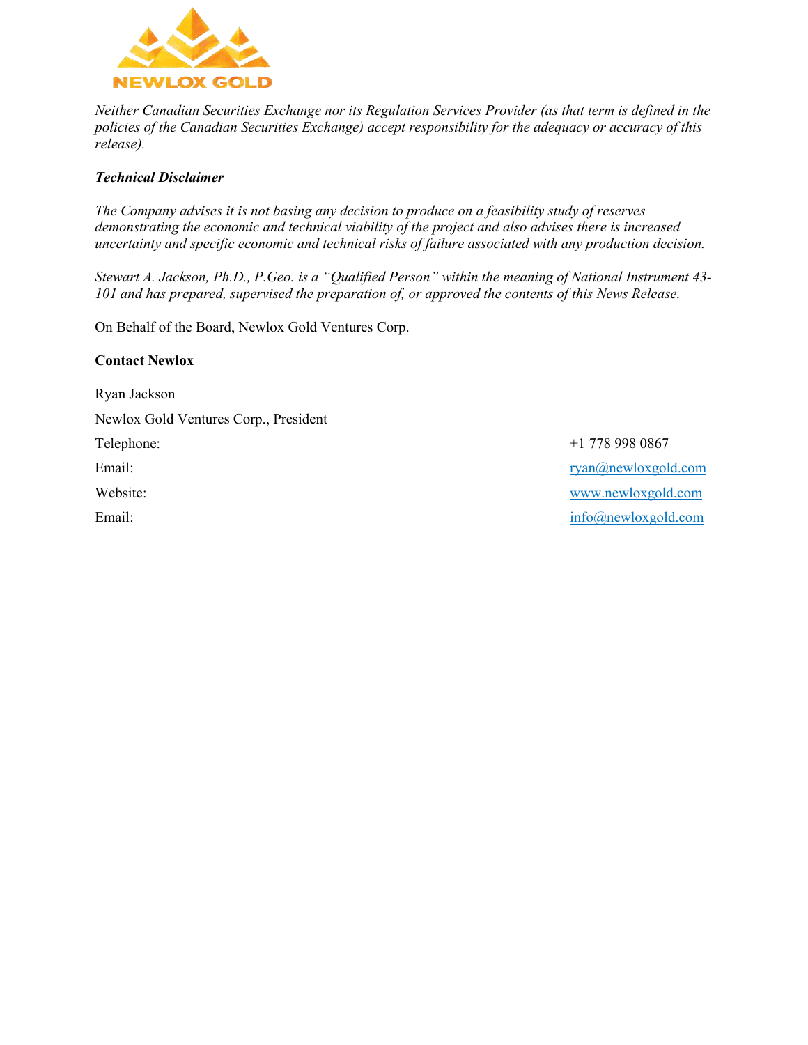*Neither Canadian Securities Exchange nor its Regulation Services Provider (as that term is defined in the policies of the Canadian Securities Exchange) accept responsibility for the adequacy or accuracy of this release).*

***Technical Disclaimer***

*The Company advises it is not basing any decision to produce on a feasibility study of reserves demonstrating the economic and technical viability of the project and also advises there is increased uncertainty and specific economic and technical risks of failure associated with any production decision.*

*Stewart A. Jackson, Ph.D., P.Geo. is a "Qualified Person" within the meaning of National Instrument 43-101 and has prepared, supervised the preparation of, or approved the contents of this News Release.*

On Behalf of the Board, Newlox Gold Ventures Corp.

**Contact Newlox**

Ryan Jackson

Newlox Gold Ventures Corp., President

| | |
|---|---|
| Telephone: | +1 778 998 0867 |
| Email: | ryan@newloxgold.com |
| Website: | www.newloxgold.com |
| Email: | info@newloxgold.com |